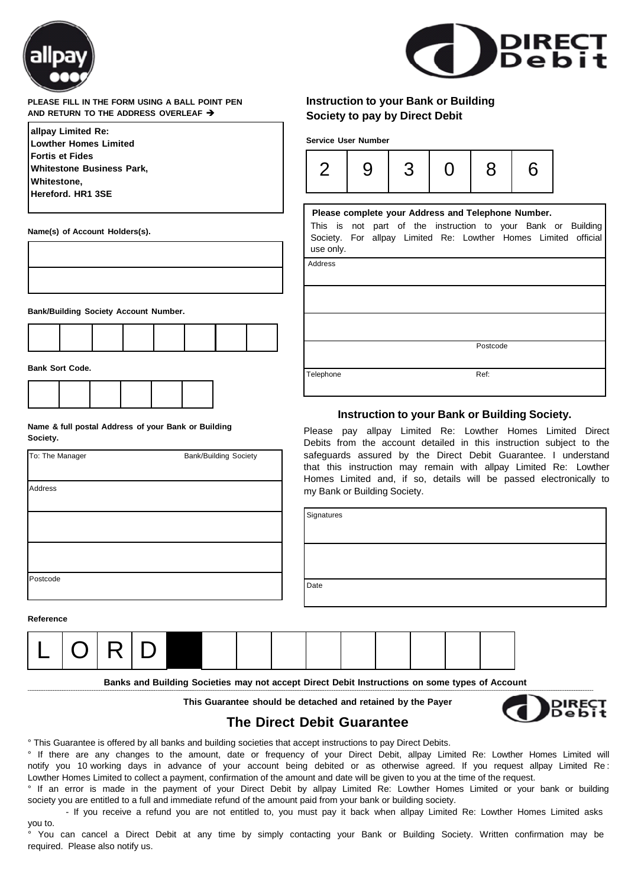**PLEASE FILL IN THE FORM USING A BALL POINT PEN AND RETURN TO THE ADDRESS OVERLEAF →**

**allpay Limited Re:**
**Lowther Homes Limited**
**Fortis et Fides**
**Whitestone Business Park,**
**Whitestone,**
**Hereford. HR1 3SE**

**Name(s) of Account Holders(s).**

**Bank/Building Society Account Number.**

**Bank Sort Code.**

**Name & full postal Address of your Bank or Building Society.**

To: The Manager — Bank/Building Society

Address

Postcode

**Reference**

| L | O | R | D | | | | | | | | | | |
|---|---|---|---|---|---|---|---|---|---|---|---|---|---|

## Instruction to your Bank or Building Society to pay by Direct Debit

**Service User Number**

| 2 | 9 | 3 | 0 | 8 | 6 |
|---|---|---|---|---|---|

**Please complete your Address and Telephone Number.**
This is not part of the instruction to your Bank or Building Society. For allpay Limited Re: Lowther Homes Limited official use only.

Address

Postcode

Telephone — Ref:

### Instruction to your Bank or Building Society.

Please pay allpay Limited Re: Lowther Homes Limited Direct Debits from the account detailed in this instruction subject to the safeguards assured by the Direct Debit Guarantee. I understand that this instruction may remain with allpay Limited Re: Lowther Homes Limited and, if so, details will be passed electronically to my Bank or Building Society.

Signatures

Date

**Banks and Building Societies may not accept Direct Debit Instructions on some types of Account**

**This Guarantee should be detached and retained by the Payer**

## The Direct Debit Guarantee

° This Guarantee is offered by all banks and building societies that accept instructions to pay Direct Debits.

° If there are any changes to the amount, date or frequency of your Direct Debit, allpay Limited Re: Lowther Homes Limited will notify you 10 working days in advance of your account being debited or as otherwise agreed. If you request allpay Limited Re: Lowther Homes Limited to collect a payment, confirmation of the amount and date will be given to you at the time of the request.

° If an error is made in the payment of your Direct Debit by allpay Limited Re: Lowther Homes Limited or your bank or building society you are entitled to a full and immediate refund of the amount paid from your bank or building society.

- If you receive a refund you are not entitled to, you must pay it back when allpay Limited Re: Lowther Homes Limited asks you to.

° You can cancel a Direct Debit at any time by simply contacting your Bank or Building Society. Written confirmation may be required. Please also notify us.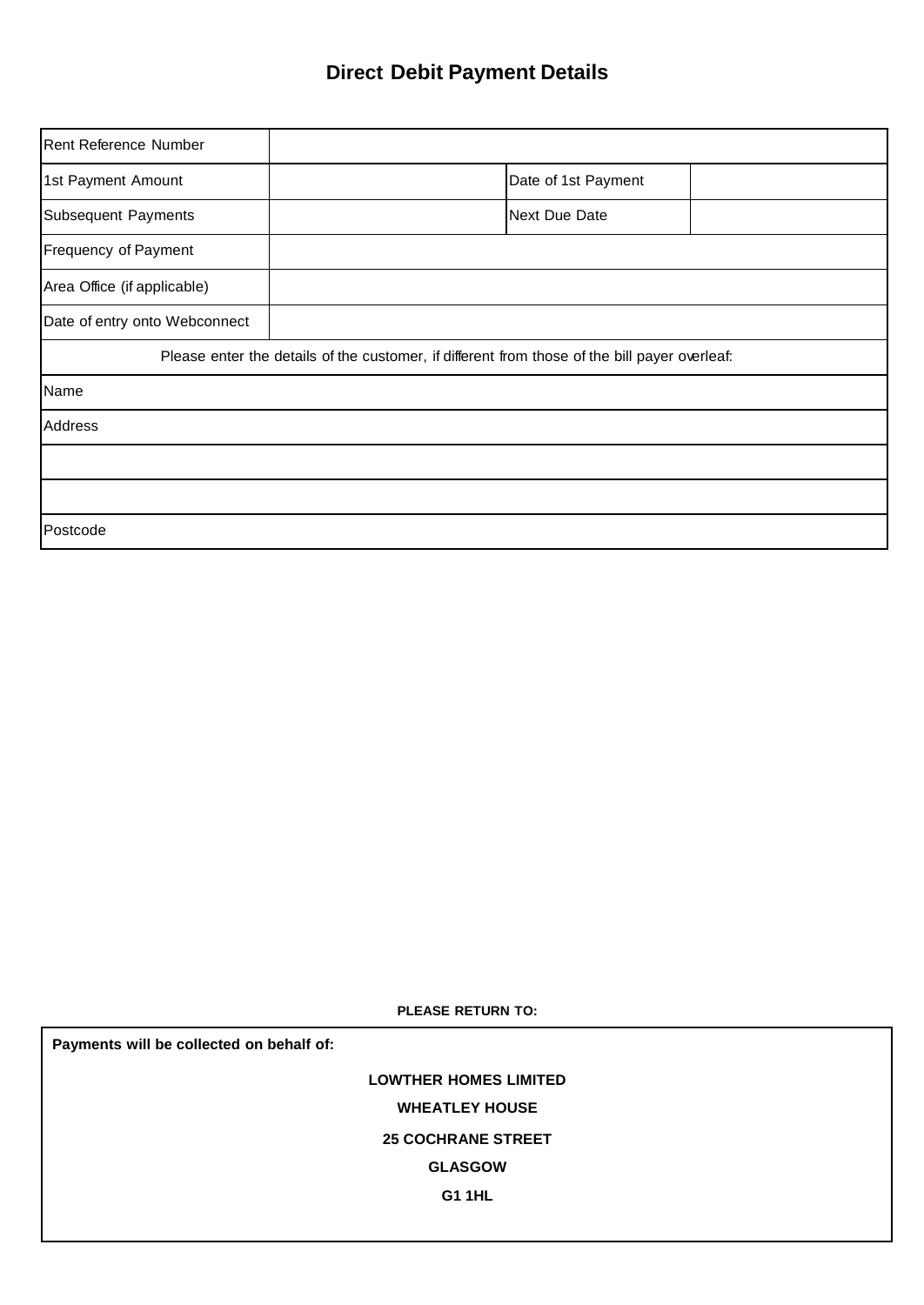# Direct Debit Payment Details

| | | | |
|---|---|---|---|
| Rent Reference Number | | | |
| 1st Payment Amount | | Date of 1st Payment | |
| Subsequent Payments | | Next Due Date | |
| Frequency of Payment | | | |
| Area Office (if applicable) | | | |
| Date of entry onto Webconnect | | | |
| Please enter the details of the customer, if different from those of the bill payer overleaf: | | | |
| Name | | | |
| Address | | | |
| | | | |
| | | | |
| Postcode | | | |

**PLEASE RETURN TO:**

**Payments will be collected on behalf of:**

**LOWTHER HOMES LIMITED**

**WHEATLEY HOUSE**

**25 COCHRANE STREET**

**GLASGOW**

**G1 1HL**